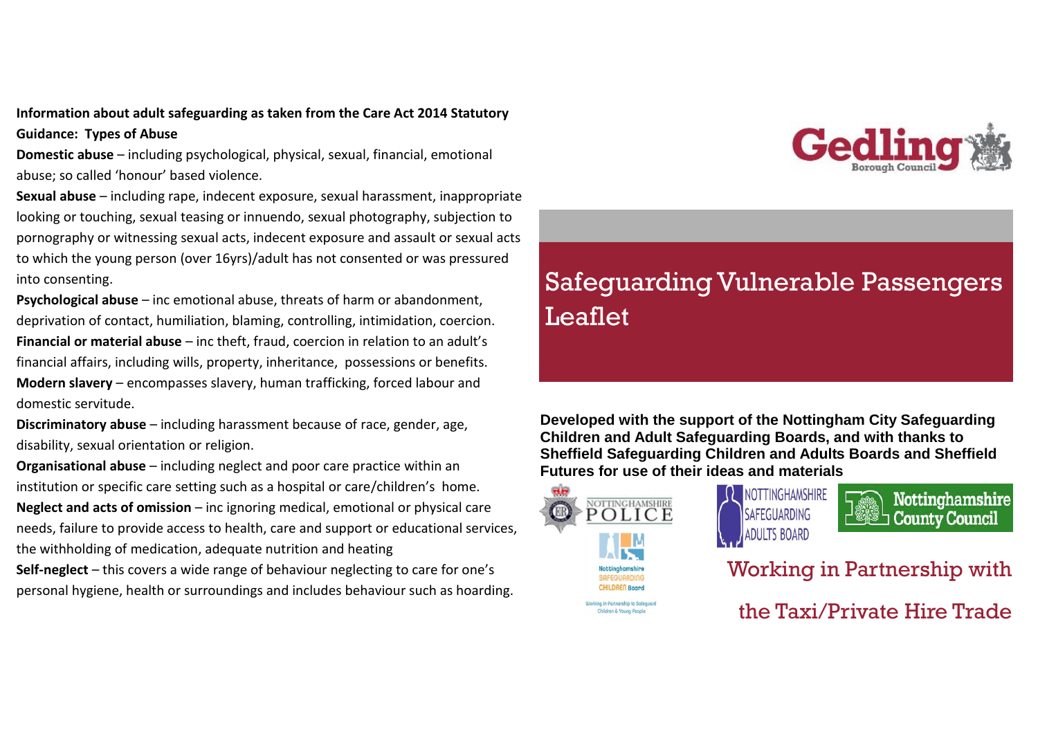**Information about adult safeguarding as taken from the Care Act 2014 Statutory Guidance: Types of Abuse**

**Domestic abuse** – including psychological, physical, sexual, financial, emotional abuse; so called 'honour' based violence.

**Sexual abuse** – including rape, indecent exposure, sexual harassment, inappropriate looking or touching, sexual teasing or innuendo, sexual photography, subjection to pornography or witnessing sexual acts, indecent exposure and assault or sexual acts to which the young person (over 16yrs)/adult has not consented or was pressured into consenting.

**Psychological abuse** – inc emotional abuse, threats of harm or abandonment, deprivation of contact, humiliation, blaming, controlling, intimidation, coercion.

**Financial or material abuse** – inc theft, fraud, coercion in relation to an adult's financial affairs, including wills, property, inheritance, possessions or benefits.

**Modern slavery** – encompasses slavery, human trafficking, forced labour and domestic servitude.

**Discriminatory abuse** – including harassment because of race, gender, age, disability, sexual orientation or religion.

**Organisational abuse** – including neglect and poor care practice within an institution or specific care setting such as a hospital or care/children's home.

**Neglect and acts of omission** – inc ignoring medical, emotional or physical care needs, failure to provide access to health, care and support or educational services, the withholding of medication, adequate nutrition and heating

**Self-neglect** – this covers a wide range of behaviour neglecting to care for one's personal hygiene, health or surroundings and includes behaviour such as hoarding.

Gedling Borough Council

# Safeguarding Vulnerable Passengers Leaflet

**Developed with the support of the Nottingham City Safeguarding Children and Adult Safeguarding Boards, and with thanks to Sheffield Safeguarding Children and Adults Boards and Sheffield Futures for use of their ideas and materials**

Nottinghamshire Police

Nottinghamshire Safeguarding Adults Board

Nottinghamshire County Council

Nottinghamshire Safeguarding Children Board – Working in Partnership to Safeguard Children & Young People

## Working in Partnership with the Taxi/Private Hire Trade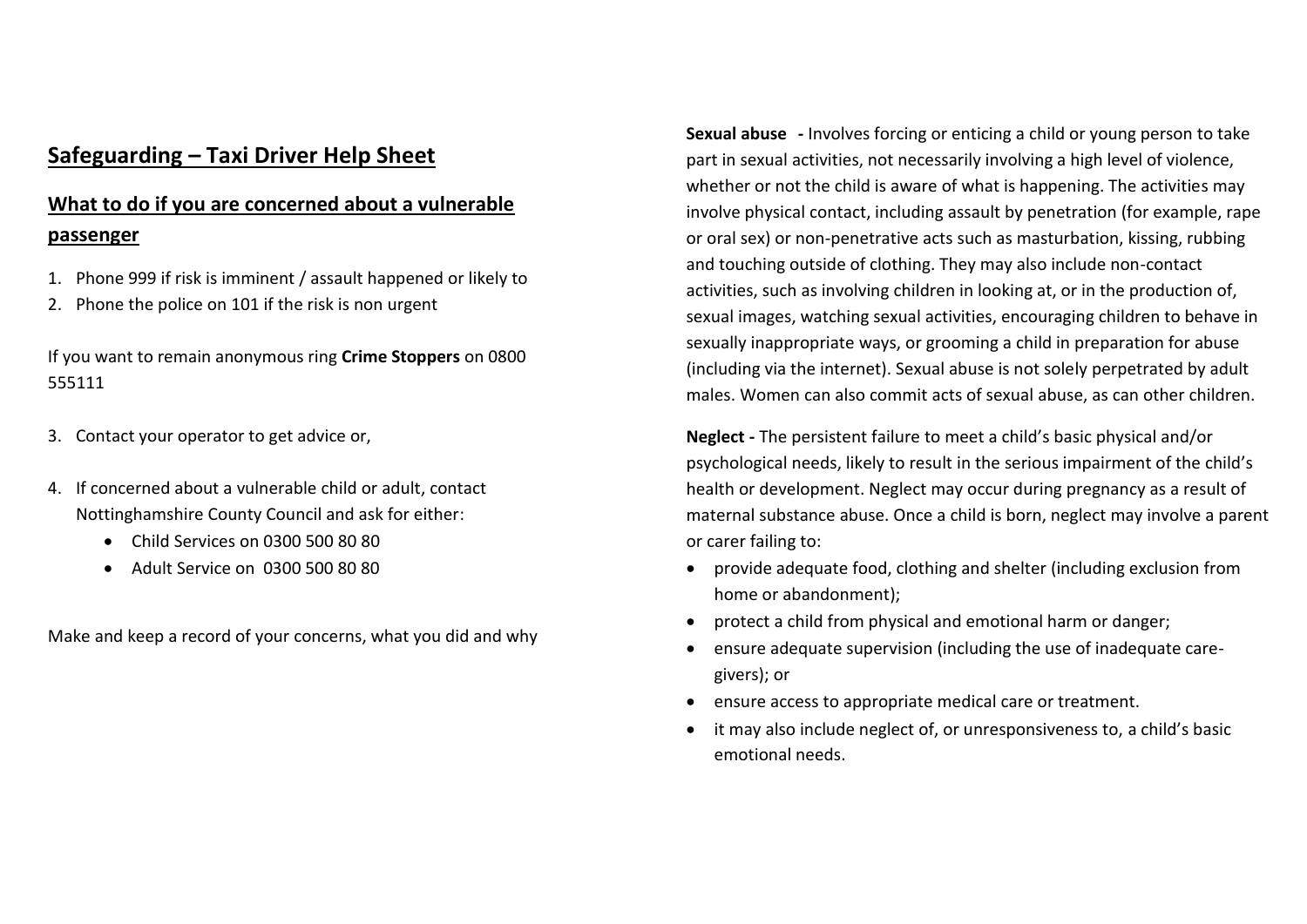## Safeguarding – Taxi Driver Help Sheet

### What to do if you are concerned about a vulnerable passenger

1. Phone 999 if risk is imminent / assault happened or likely to
2. Phone the police on 101 if the risk is non urgent

If you want to remain anonymous ring **Crime Stoppers** on 0800 555111

3. Contact your operator to get advice or,
4. If concerned about a vulnerable child or adult, contact Nottinghamshire County Council and ask for either:
   - Child Services on 0300 500 80 80
   - Adult Service on 0300 500 80 80

Make and keep a record of your concerns, what you did and why

**Sexual abuse -** Involves forcing or enticing a child or young person to take part in sexual activities, not necessarily involving a high level of violence, whether or not the child is aware of what is happening. The activities may involve physical contact, including assault by penetration (for example, rape or oral sex) or non-penetrative acts such as masturbation, kissing, rubbing and touching outside of clothing. They may also include non-contact activities, such as involving children in looking at, or in the production of, sexual images, watching sexual activities, encouraging children to behave in sexually inappropriate ways, or grooming a child in preparation for abuse (including via the internet). Sexual abuse is not solely perpetrated by adult males. Women can also commit acts of sexual abuse, as can other children.

**Neglect -** The persistent failure to meet a child's basic physical and/or psychological needs, likely to result in the serious impairment of the child's health or development. Neglect may occur during pregnancy as a result of maternal substance abuse. Once a child is born, neglect may involve a parent or carer failing to:

- provide adequate food, clothing and shelter (including exclusion from home or abandonment);
- protect a child from physical and emotional harm or danger;
- ensure adequate supervision (including the use of inadequate care-givers); or
- ensure access to appropriate medical care or treatment.
- it may also include neglect of, or unresponsiveness to, a child's basic emotional needs.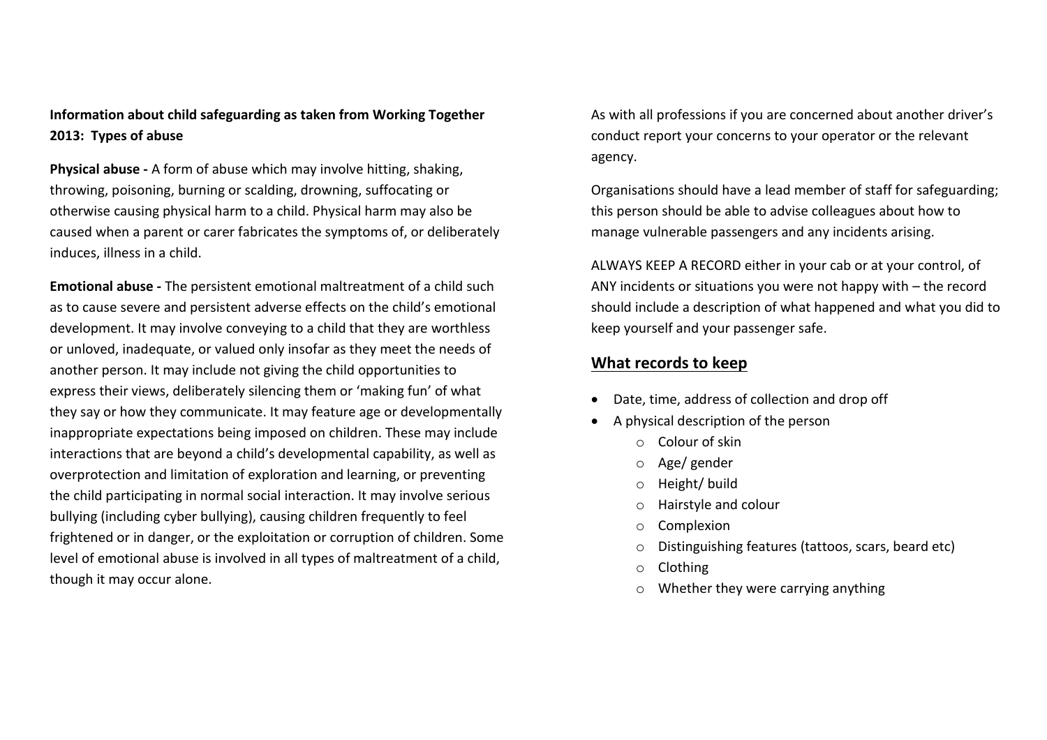**Information about child safeguarding as taken from Working Together 2013: Types of abuse**

**Physical abuse -** A form of abuse which may involve hitting, shaking, throwing, poisoning, burning or scalding, drowning, suffocating or otherwise causing physical harm to a child. Physical harm may also be caused when a parent or carer fabricates the symptoms of, or deliberately induces, illness in a child.

**Emotional abuse -** The persistent emotional maltreatment of a child such as to cause severe and persistent adverse effects on the child's emotional development. It may involve conveying to a child that they are worthless or unloved, inadequate, or valued only insofar as they meet the needs of another person. It may include not giving the child opportunities to express their views, deliberately silencing them or 'making fun' of what they say or how they communicate. It may feature age or developmentally inappropriate expectations being imposed on children. These may include interactions that are beyond a child's developmental capability, as well as overprotection and limitation of exploration and learning, or preventing the child participating in normal social interaction. It may involve serious bullying (including cyber bullying), causing children frequently to feel frightened or in danger, or the exploitation or corruption of children. Some level of emotional abuse is involved in all types of maltreatment of a child, though it may occur alone.

As with all professions if you are concerned about another driver's conduct report your concerns to your operator or the relevant agency.

Organisations should have a lead member of staff for safeguarding; this person should be able to advise colleagues about how to manage vulnerable passengers and any incidents arising.

ALWAYS KEEP A RECORD either in your cab or at your control, of ANY incidents or situations you were not happy with – the record should include a description of what happened and what you did to keep yourself and your passenger safe.

## What records to keep

- Date, time, address of collection and drop off
- A physical description of the person
  - Colour of skin
  - Age/ gender
  - Height/ build
  - Hairstyle and colour
  - Complexion
  - Distinguishing features (tattoos, scars, beard etc)
  - Clothing
  - Whether they were carrying anything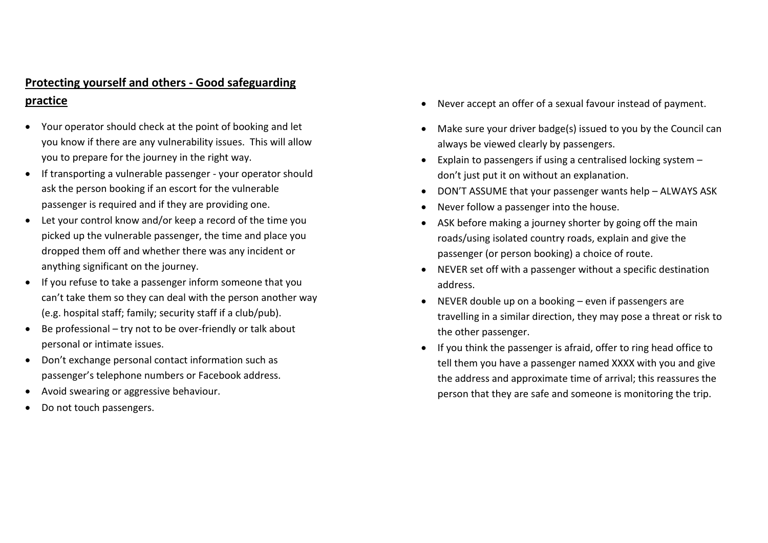## Protecting yourself and others - Good safeguarding practice

- Your operator should check at the point of booking and let you know if there are any vulnerability issues. This will allow you to prepare for the journey in the right way.
- If transporting a vulnerable passenger - your operator should ask the person booking if an escort for the vulnerable passenger is required and if they are providing one.
- Let your control know and/or keep a record of the time you picked up the vulnerable passenger, the time and place you dropped them off and whether there was any incident or anything significant on the journey.
- If you refuse to take a passenger inform someone that you can't take them so they can deal with the person another way (e.g. hospital staff; family; security staff if a club/pub).
- Be professional – try not to be over-friendly or talk about personal or intimate issues.
- Don't exchange personal contact information such as passenger's telephone numbers or Facebook address.
- Avoid swearing or aggressive behaviour.
- Do not touch passengers.
- Never accept an offer of a sexual favour instead of payment.
- Make sure your driver badge(s) issued to you by the Council can always be viewed clearly by passengers.
- Explain to passengers if using a centralised locking system – don't just put it on without an explanation.
- DON'T ASSUME that your passenger wants help – ALWAYS ASK
- Never follow a passenger into the house.
- ASK before making a journey shorter by going off the main roads/using isolated country roads, explain and give the passenger (or person booking) a choice of route.
- NEVER set off with a passenger without a specific destination address.
- NEVER double up on a booking – even if passengers are travelling in a similar direction, they may pose a threat or risk to the other passenger.
- If you think the passenger is afraid, offer to ring head office to tell them you have a passenger named XXXX with you and give the address and approximate time of arrival; this reassures the person that they are safe and someone is monitoring the trip.